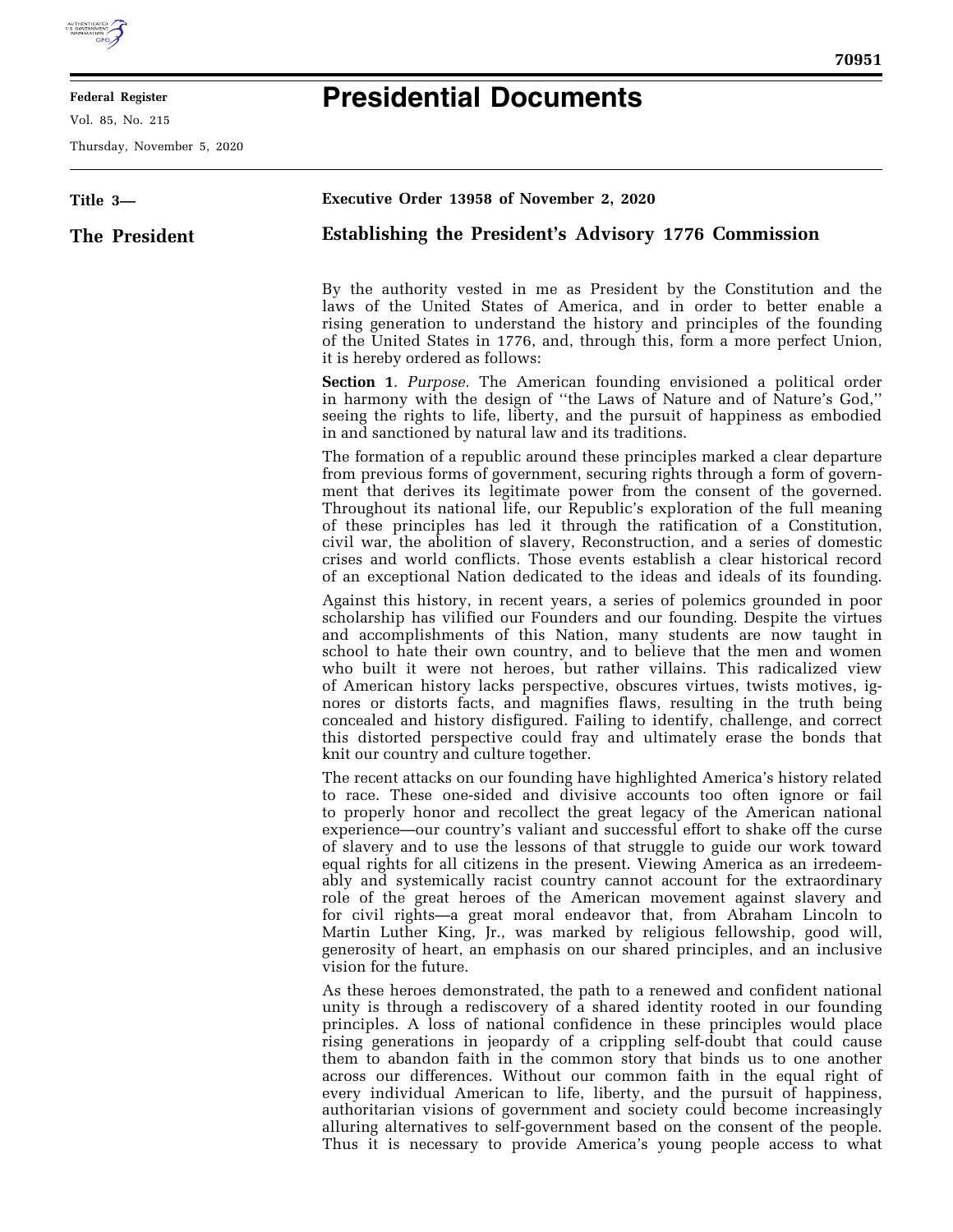**Federal Register**

Vol. 85, No. 215

Thursday, November 5, 2020

# Presidential Documents

**Title 3—**

**The President**

## Executive Order 13958 of November 2, 2020

## Establishing the President's Advisory 1776 Commission

By the authority vested in me as President by the Constitution and the laws of the United States of America, and in order to better enable a rising generation to understand the history and principles of the founding of the United States in 1776, and, through this, form a more perfect Union, it is hereby ordered as follows:

**Section 1**. *Purpose.* The American founding envisioned a political order in harmony with the design of ''the Laws of Nature and of Nature's God,'' seeing the rights to life, liberty, and the pursuit of happiness as embodied in and sanctioned by natural law and its traditions.

The formation of a republic around these principles marked a clear departure from previous forms of government, securing rights through a form of government that derives its legitimate power from the consent of the governed. Throughout its national life, our Republic's exploration of the full meaning of these principles has led it through the ratification of a Constitution, civil war, the abolition of slavery, Reconstruction, and a series of domestic crises and world conflicts. Those events establish a clear historical record of an exceptional Nation dedicated to the ideas and ideals of its founding.

Against this history, in recent years, a series of polemics grounded in poor scholarship has vilified our Founders and our founding. Despite the virtues and accomplishments of this Nation, many students are now taught in school to hate their own country, and to believe that the men and women who built it were not heroes, but rather villains. This radicalized view of American history lacks perspective, obscures virtues, twists motives, ignores or distorts facts, and magnifies flaws, resulting in the truth being concealed and history disfigured. Failing to identify, challenge, and correct this distorted perspective could fray and ultimately erase the bonds that knit our country and culture together.

The recent attacks on our founding have highlighted America's history related to race. These one-sided and divisive accounts too often ignore or fail to properly honor and recollect the great legacy of the American national experience—our country's valiant and successful effort to shake off the curse of slavery and to use the lessons of that struggle to guide our work toward equal rights for all citizens in the present. Viewing America as an irredeemably and systemically racist country cannot account for the extraordinary role of the great heroes of the American movement against slavery and for civil rights—a great moral endeavor that, from Abraham Lincoln to Martin Luther King, Jr., was marked by religious fellowship, good will, generosity of heart, an emphasis on our shared principles, and an inclusive vision for the future.

As these heroes demonstrated, the path to a renewed and confident national unity is through a rediscovery of a shared identity rooted in our founding principles. A loss of national confidence in these principles would place rising generations in jeopardy of a crippling self-doubt that could cause them to abandon faith in the common story that binds us to one another across our differences. Without our common faith in the equal right of every individual American to life, liberty, and the pursuit of happiness, authoritarian visions of government and society could become increasingly alluring alternatives to self-government based on the consent of the people. Thus it is necessary to provide America's young people access to what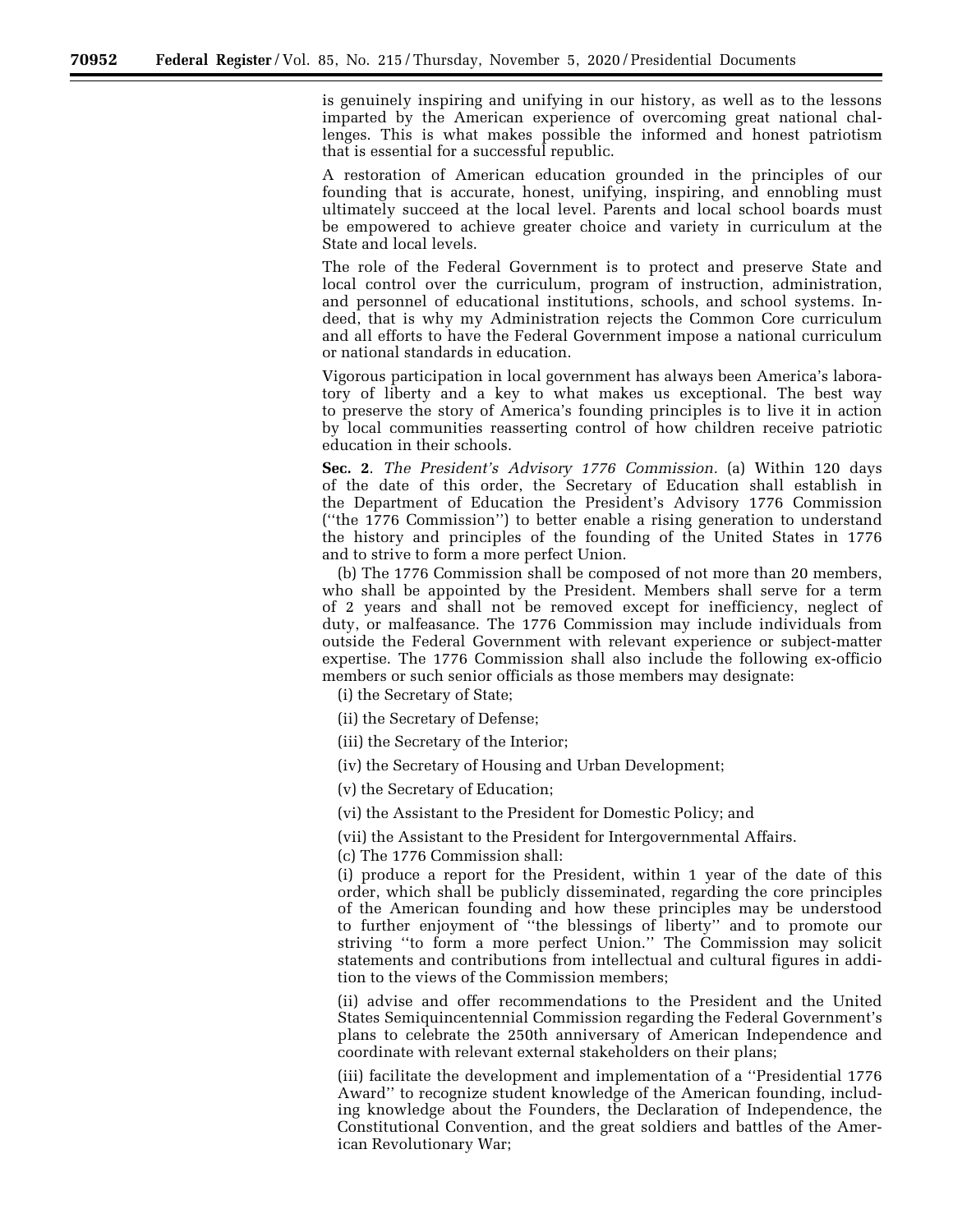is genuinely inspiring and unifying in our history, as well as to the lessons imparted by the American experience of overcoming great national challenges. This is what makes possible the informed and honest patriotism that is essential for a successful republic.

A restoration of American education grounded in the principles of our founding that is accurate, honest, unifying, inspiring, and ennobling must ultimately succeed at the local level. Parents and local school boards must be empowered to achieve greater choice and variety in curriculum at the State and local levels.

The role of the Federal Government is to protect and preserve State and local control over the curriculum, program of instruction, administration, and personnel of educational institutions, schools, and school systems. Indeed, that is why my Administration rejects the Common Core curriculum and all efforts to have the Federal Government impose a national curriculum or national standards in education.

Vigorous participation in local government has always been America's laboratory of liberty and a key to what makes us exceptional. The best way to preserve the story of America's founding principles is to live it in action by local communities reasserting control of how children receive patriotic education in their schools.

**Sec. 2**. *The President's Advisory 1776 Commission.* (a) Within 120 days of the date of this order, the Secretary of Education shall establish in the Department of Education the President's Advisory 1776 Commission (''the 1776 Commission'') to better enable a rising generation to understand the history and principles of the founding of the United States in 1776 and to strive to form a more perfect Union.

(b) The 1776 Commission shall be composed of not more than 20 members, who shall be appointed by the President. Members shall serve for a term of 2 years and shall not be removed except for inefficiency, neglect of duty, or malfeasance. The 1776 Commission may include individuals from outside the Federal Government with relevant experience or subject-matter expertise. The 1776 Commission shall also include the following ex-officio members or such senior officials as those members may designate:

(i) the Secretary of State;

(ii) the Secretary of Defense;

(iii) the Secretary of the Interior;

(iv) the Secretary of Housing and Urban Development;

(v) the Secretary of Education;

(vi) the Assistant to the President for Domestic Policy; and

(vii) the Assistant to the President for Intergovernmental Affairs.

(c) The 1776 Commission shall:

(i) produce a report for the President, within 1 year of the date of this order, which shall be publicly disseminated, regarding the core principles of the American founding and how these principles may be understood to further enjoyment of ''the blessings of liberty'' and to promote our striving ''to form a more perfect Union.'' The Commission may solicit statements and contributions from intellectual and cultural figures in addition to the views of the Commission members;

(ii) advise and offer recommendations to the President and the United States Semiquincentennial Commission regarding the Federal Government's plans to celebrate the 250th anniversary of American Independence and coordinate with relevant external stakeholders on their plans;

(iii) facilitate the development and implementation of a ''Presidential 1776 Award'' to recognize student knowledge of the American founding, including knowledge about the Founders, the Declaration of Independence, the Constitutional Convention, and the great soldiers and battles of the American Revolutionary War;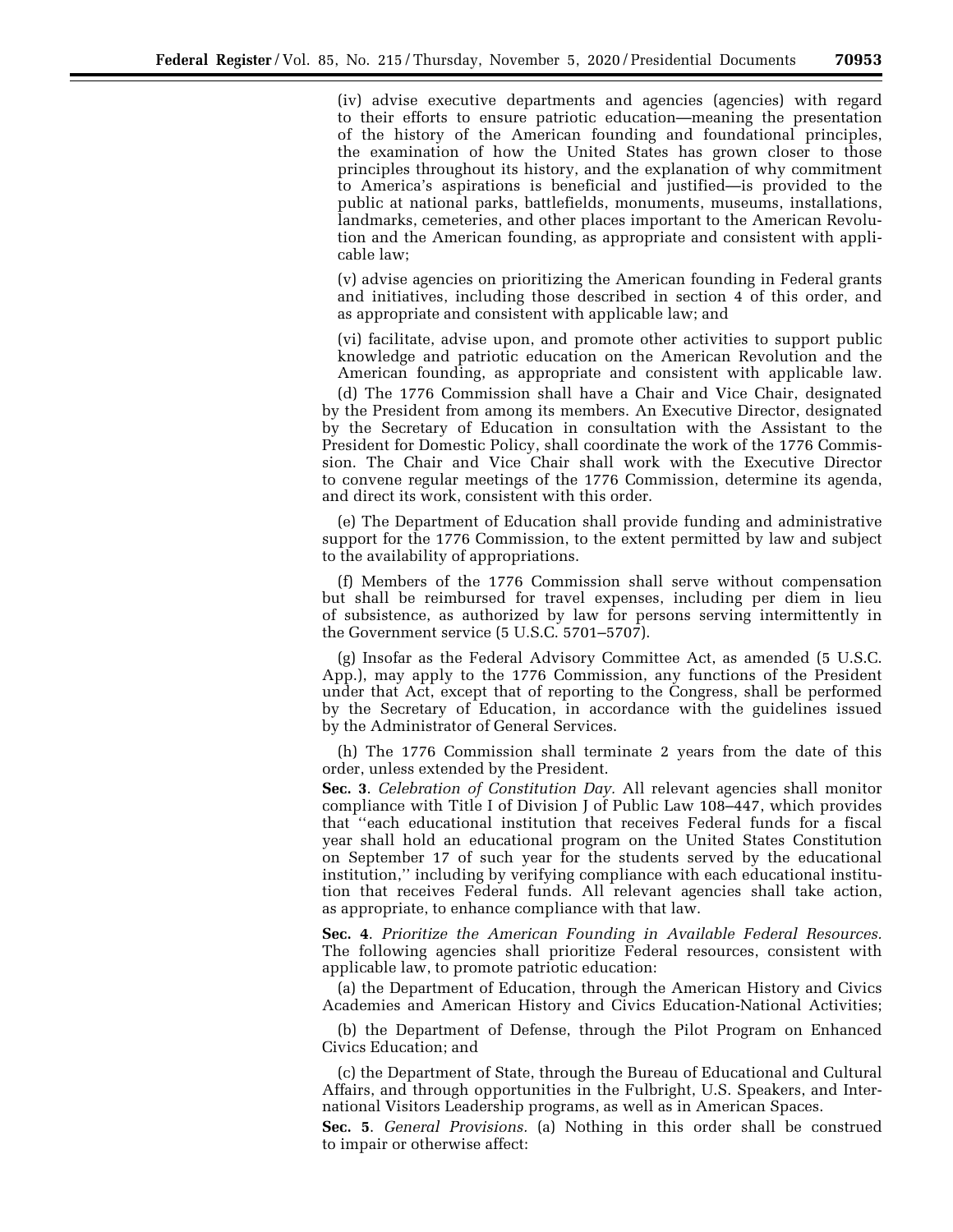(iv) advise executive departments and agencies (agencies) with regard to their efforts to ensure patriotic education—meaning the presentation of the history of the American founding and foundational principles, the examination of how the United States has grown closer to those principles throughout its history, and the explanation of why commitment to America's aspirations is beneficial and justified—is provided to the public at national parks, battlefields, monuments, museums, installations, landmarks, cemeteries, and other places important to the American Revolution and the American founding, as appropriate and consistent with applicable law;

(v) advise agencies on prioritizing the American founding in Federal grants and initiatives, including those described in section 4 of this order, and as appropriate and consistent with applicable law; and

(vi) facilitate, advise upon, and promote other activities to support public knowledge and patriotic education on the American Revolution and the American founding, as appropriate and consistent with applicable law.

(d) The 1776 Commission shall have a Chair and Vice Chair, designated by the President from among its members. An Executive Director, designated by the Secretary of Education in consultation with the Assistant to the President for Domestic Policy, shall coordinate the work of the 1776 Commission. The Chair and Vice Chair shall work with the Executive Director to convene regular meetings of the 1776 Commission, determine its agenda, and direct its work, consistent with this order.

(e) The Department of Education shall provide funding and administrative support for the 1776 Commission, to the extent permitted by law and subject to the availability of appropriations.

(f) Members of the 1776 Commission shall serve without compensation but shall be reimbursed for travel expenses, including per diem in lieu of subsistence, as authorized by law for persons serving intermittently in the Government service (5 U.S.C. 5701–5707).

(g) Insofar as the Federal Advisory Committee Act, as amended (5 U.S.C. App.), may apply to the 1776 Commission, any functions of the President under that Act, except that of reporting to the Congress, shall be performed by the Secretary of Education, in accordance with the guidelines issued by the Administrator of General Services.

(h) The 1776 Commission shall terminate 2 years from the date of this order, unless extended by the President.

**Sec. 3**. *Celebration of Constitution Day.* All relevant agencies shall monitor compliance with Title I of Division J of Public Law 108–447, which provides that "each educational institution that receives Federal funds for a fiscal year shall hold an educational program on the United States Constitution on September 17 of such year for the students served by the educational institution," including by verifying compliance with each educational institution that receives Federal funds. All relevant agencies shall take action, as appropriate, to enhance compliance with that law.

**Sec. 4**. *Prioritize the American Founding in Available Federal Resources.* The following agencies shall prioritize Federal resources, consistent with applicable law, to promote patriotic education:

(a) the Department of Education, through the American History and Civics Academies and American History and Civics Education-National Activities;

(b) the Department of Defense, through the Pilot Program on Enhanced Civics Education; and

(c) the Department of State, through the Bureau of Educational and Cultural Affairs, and through opportunities in the Fulbright, U.S. Speakers, and International Visitors Leadership programs, as well as in American Spaces.

**Sec. 5**. *General Provisions.* (a) Nothing in this order shall be construed to impair or otherwise affect: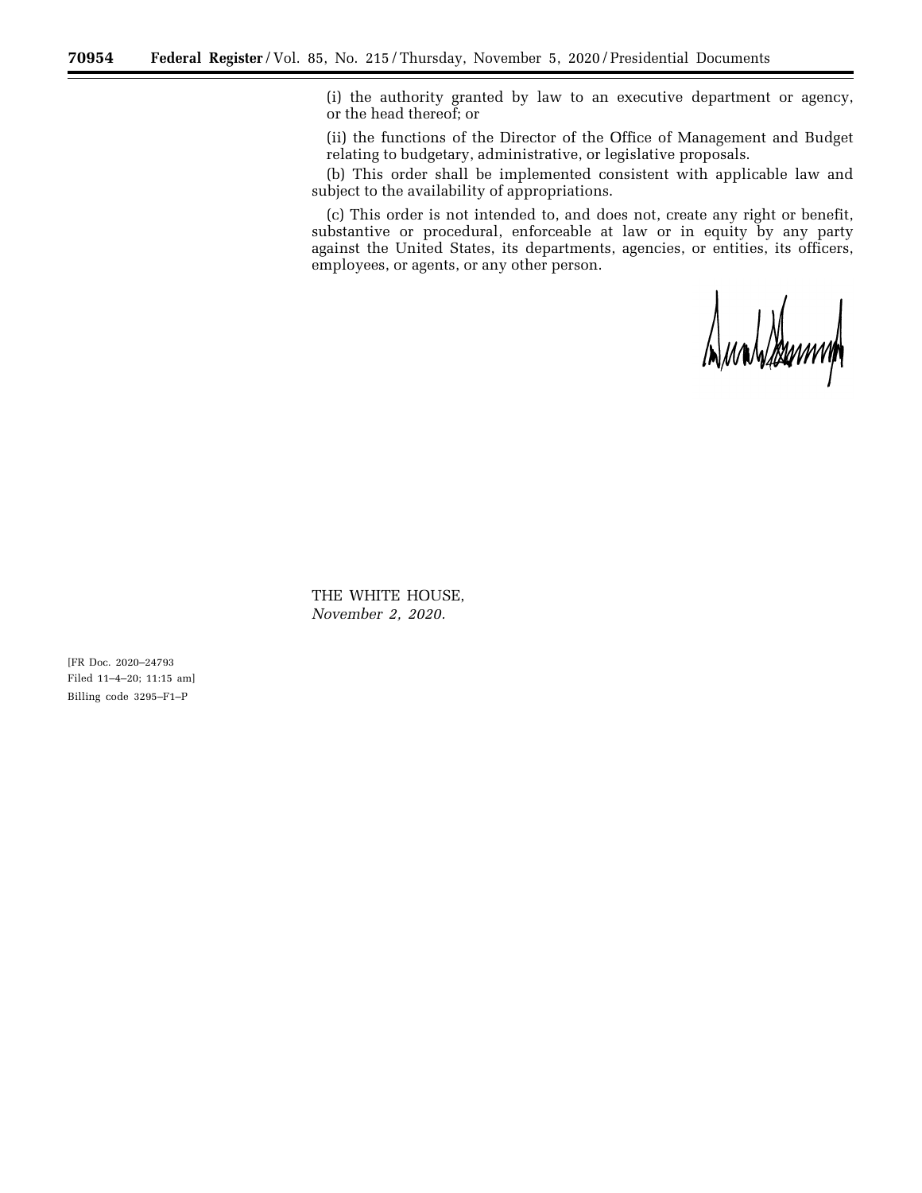(i) the authority granted by law to an executive department or agency, or the head thereof; or

(ii) the functions of the Director of the Office of Management and Budget relating to budgetary, administrative, or legislative proposals.

(b) This order shall be implemented consistent with applicable law and subject to the availability of appropriations.

(c) This order is not intended to, and does not, create any right or benefit, substantive or procedural, enforceable at law or in equity by any party against the United States, its departments, agencies, or entities, its officers, employees, or agents, or any other person.

THE WHITE HOUSE,
*November 2, 2020.*

[FR Doc. 2020–24793
Filed 11–4–20; 11:15 am]
Billing code 3295–F1–P